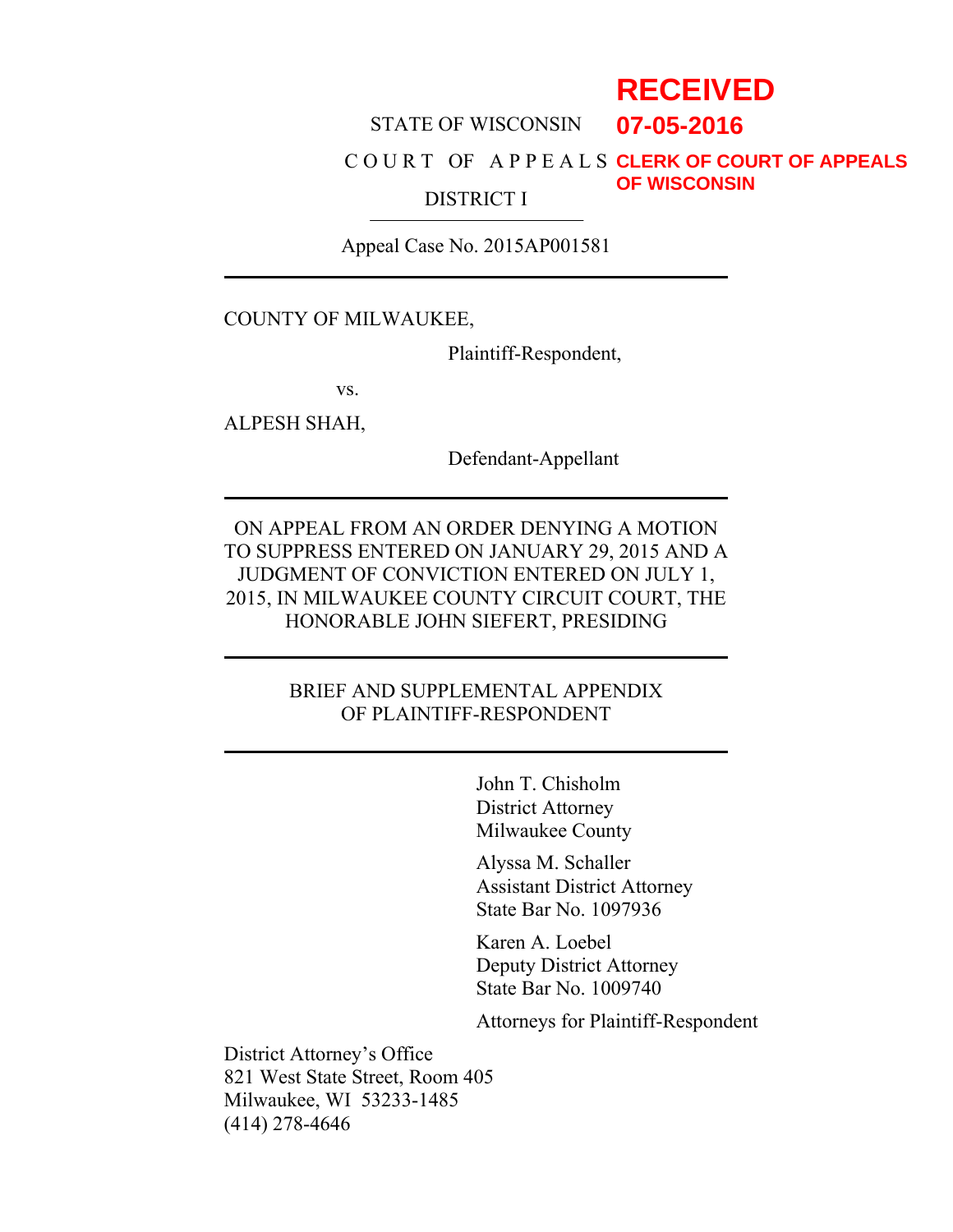RECEIVED
07-05-2016
CLERK OF COURT OF APPEALS
OF WISCONSIN

STATE OF WISCONSIN

C O U R T   OF   A P P E A L S

DISTRICT I

---

Appeal Case No. 2015AP001581

---

COUNTY OF MILWAUKEE,

Plaintiff-Respondent,

vs.

ALPESH SHAH,

Defendant-Appellant

---

ON APPEAL FROM AN ORDER DENYING A MOTION TO SUPPRESS ENTERED ON JANUARY 29, 2015 AND A JUDGMENT OF CONVICTION ENTERED ON JULY 1, 2015, IN MILWAUKEE COUNTY CIRCUIT COURT, THE HONORABLE JOHN SIEFERT, PRESIDING

---

BRIEF AND SUPPLEMENTAL APPENDIX OF PLAINTIFF-RESPONDENT

---

John T. Chisholm
District Attorney
Milwaukee County

Alyssa M. Schaller
Assistant District Attorney
State Bar No. 1097936

Karen A. Loebel
Deputy District Attorney
State Bar No. 1009740

Attorneys for Plaintiff-Respondent

District Attorney's Office
821 West State Street, Room 405
Milwaukee, WI  53233-1485
(414) 278-4646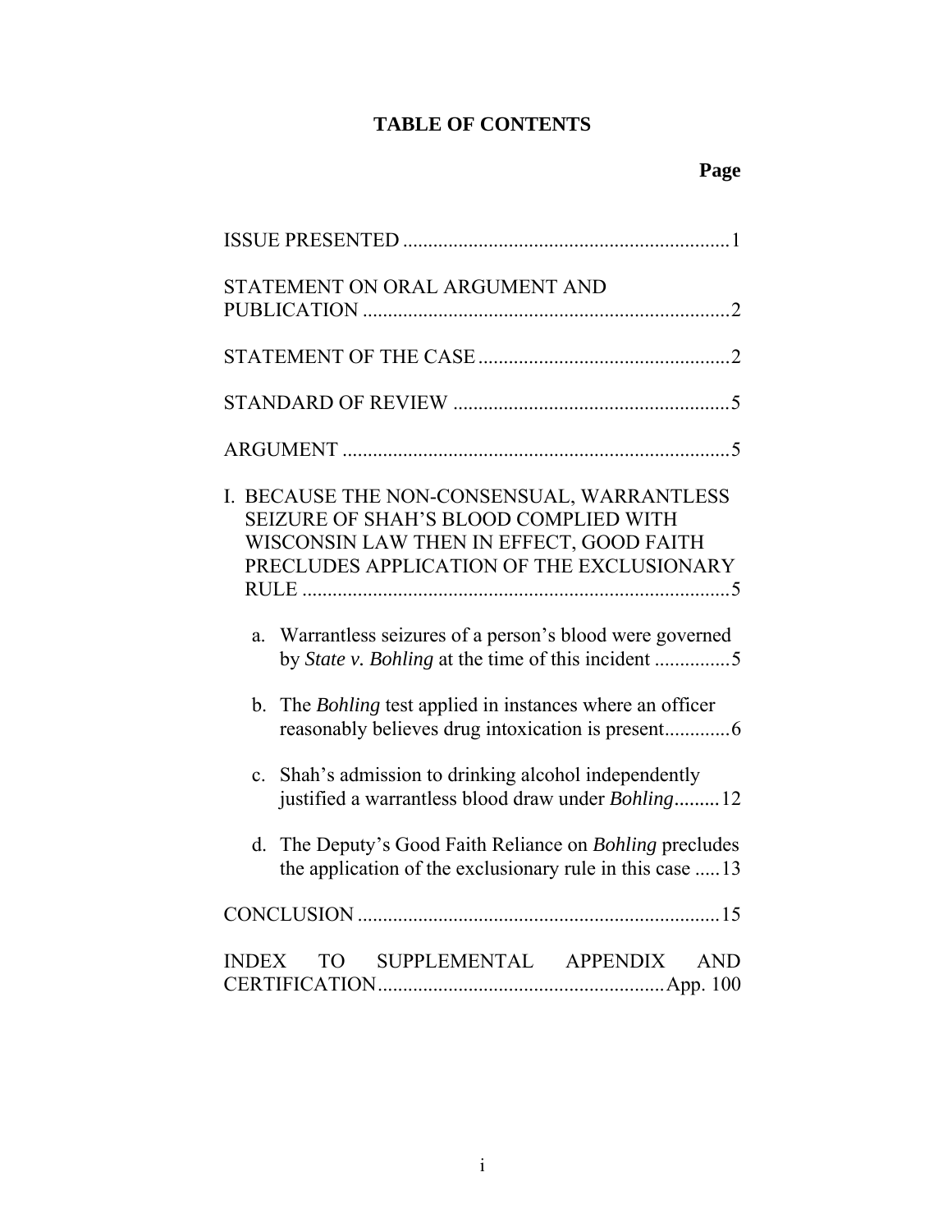# TABLE OF CONTENTS

**Page**

ISSUE PRESENTED ....................................................................1

STATEMENT ON ORAL ARGUMENT AND PUBLICATION ....................................................................2

STATEMENT OF THE CASE ....................................................................2

STANDARD OF REVIEW ....................................................................5

ARGUMENT ....................................................................5

I. BECAUSE THE NON-CONSENSUAL, WARRANTLESS SEIZURE OF SHAH'S BLOOD COMPLIED WITH WISCONSIN LAW THEN IN EFFECT, GOOD FAITH PRECLUDES APPLICATION OF THE EXCLUSIONARY RULE ....................................................................5

   a. Warrantless seizures of a person's blood were governed by *State v. Bohling* at the time of this incident ...............5

   b. The *Bohling* test applied in instances where an officer reasonably believes drug intoxication is present.............6

   c. Shah's admission to drinking alcohol independently justified a warrantless blood draw under *Bohling*.........12

   d. The Deputy's Good Faith Reliance on *Bohling* precludes the application of the exclusionary rule in this case .....13

CONCLUSION ....................................................................15

INDEX TO SUPPLEMENTAL APPENDIX AND CERTIFICATION....................................................App. 100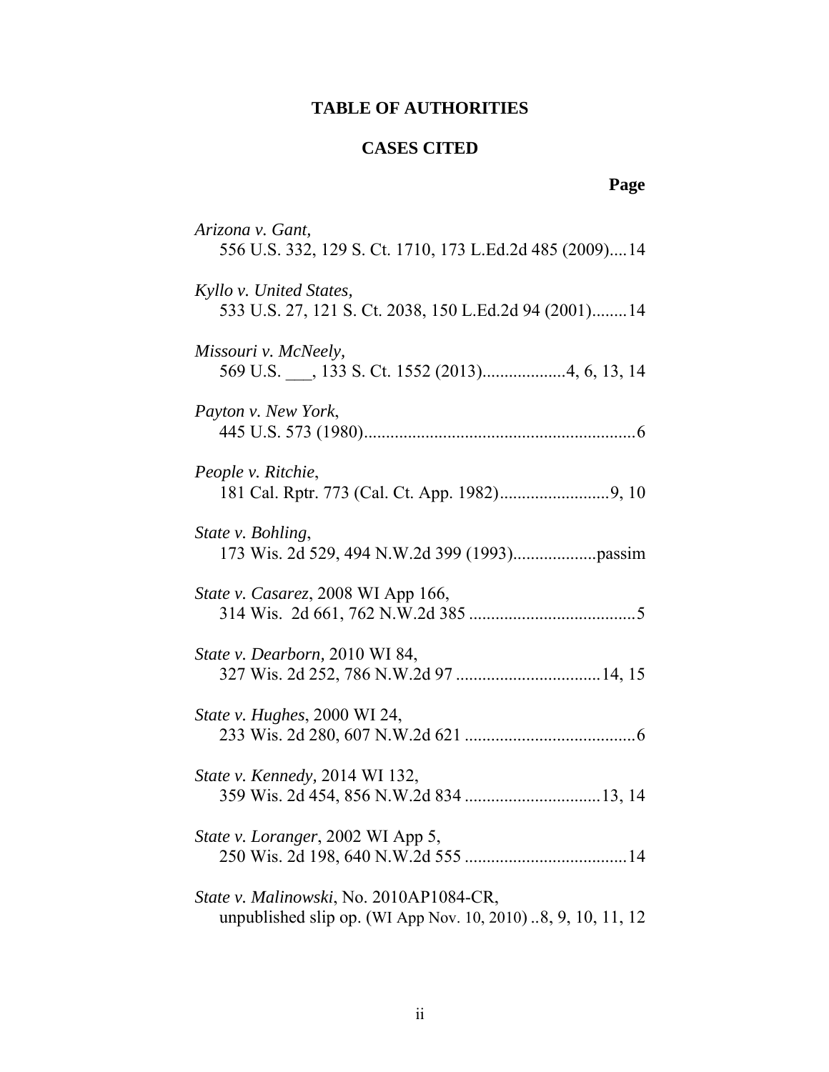# TABLE OF AUTHORITIES

## CASES CITED

**Page**

*Arizona v. Gant,*
556 U.S. 332, 129 S. Ct. 1710, 173 L.Ed.2d 485 (2009)....14

*Kyllo v. United States,*
533 U.S. 27, 121 S. Ct. 2038, 150 L.Ed.2d 94 (2001)........14

*Missouri v. McNeely,*
569 U.S. ___, 133 S. Ct. 1552 (2013)..................4, 6, 13, 14

*Payton v. New York*,
445 U.S. 573 (1980)..............................................................6

*People v. Ritchie*,
181 Cal. Rptr. 773 (Cal. Ct. App. 1982).........................9, 10

*State v. Bohling*,
173 Wis. 2d 529, 494 N.W.2d 399 (1993)..................passim

*State v. Casarez*, 2008 WI App 166,
314 Wis. 2d 661, 762 N.W.2d 385 ......................................5

*State v. Dearborn*, 2010 WI 84,
327 Wis. 2d 252, 786 N.W.2d 97 .................................14, 15

*State v. Hughes*, 2000 WI 24,
233 Wis. 2d 280, 607 N.W.2d 621 .......................................6

*State v. Kennedy,* 2014 WI 132,
359 Wis. 2d 454, 856 N.W.2d 834 ...............................13, 14

*State v. Loranger*, 2002 WI App 5,
250 Wis. 2d 198, 640 N.W.2d 555 .....................................14

*State v. Malinowski*, No. 2010AP1084-CR,
unpublished slip op. (WI App Nov. 10, 2010) ..8, 9, 10, 11, 12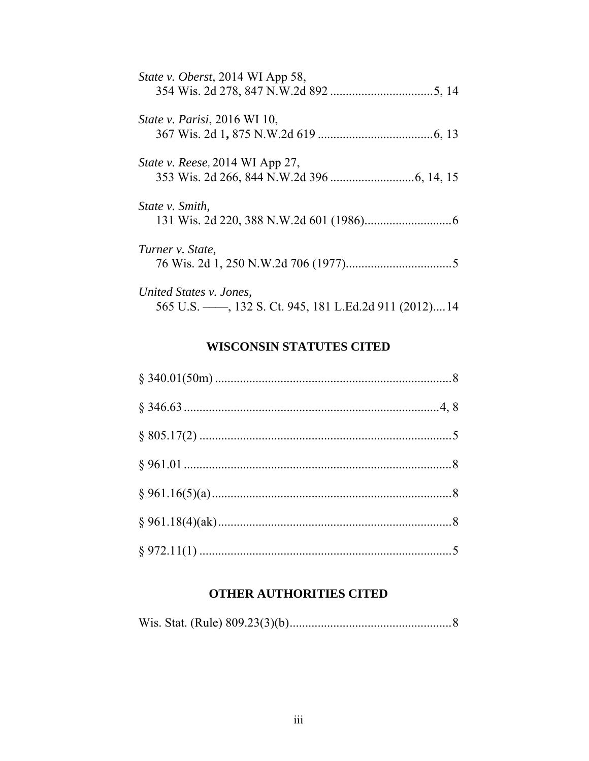*State v. Oberst*, 2014 WI App 58,
354 Wis. 2d 278, 847 N.W.2d 892 ................................5, 14

*State v. Parisi*, 2016 WI 10,
367 Wis. 2d 1**,** 875 N.W.2d 619 ....................................6, 13

*State v. Reese*, 2014 WI App 27,
353 Wis. 2d 266, 844 N.W.2d 396 ..........................6, 14, 15

*State v. Smith*,
131 Wis. 2d 220, 388 N.W.2d 601 (1986)...........................6

*Turner v. State*,
76 Wis. 2d 1, 250 N.W.2d 706 (1977).................................5

*United States v. Jones*,
565 U.S. ——, 132 S. Ct. 945, 181 L.Ed.2d 911 (2012)....14

## WISCONSIN STATUTES CITED

§ 340.01(50m) ..........................................................................8

§ 346.63 ................................................................................4, 8

§ 805.17(2) ...............................................................................5

§ 961.01 ....................................................................................8

§ 961.16(5)(a) ...........................................................................8

§ 961.18(4)(ak) .........................................................................8

§ 972.11(1) ...............................................................................5

## OTHER AUTHORITIES CITED

Wis. Stat. (Rule) 809.23(3)(b)...................................................8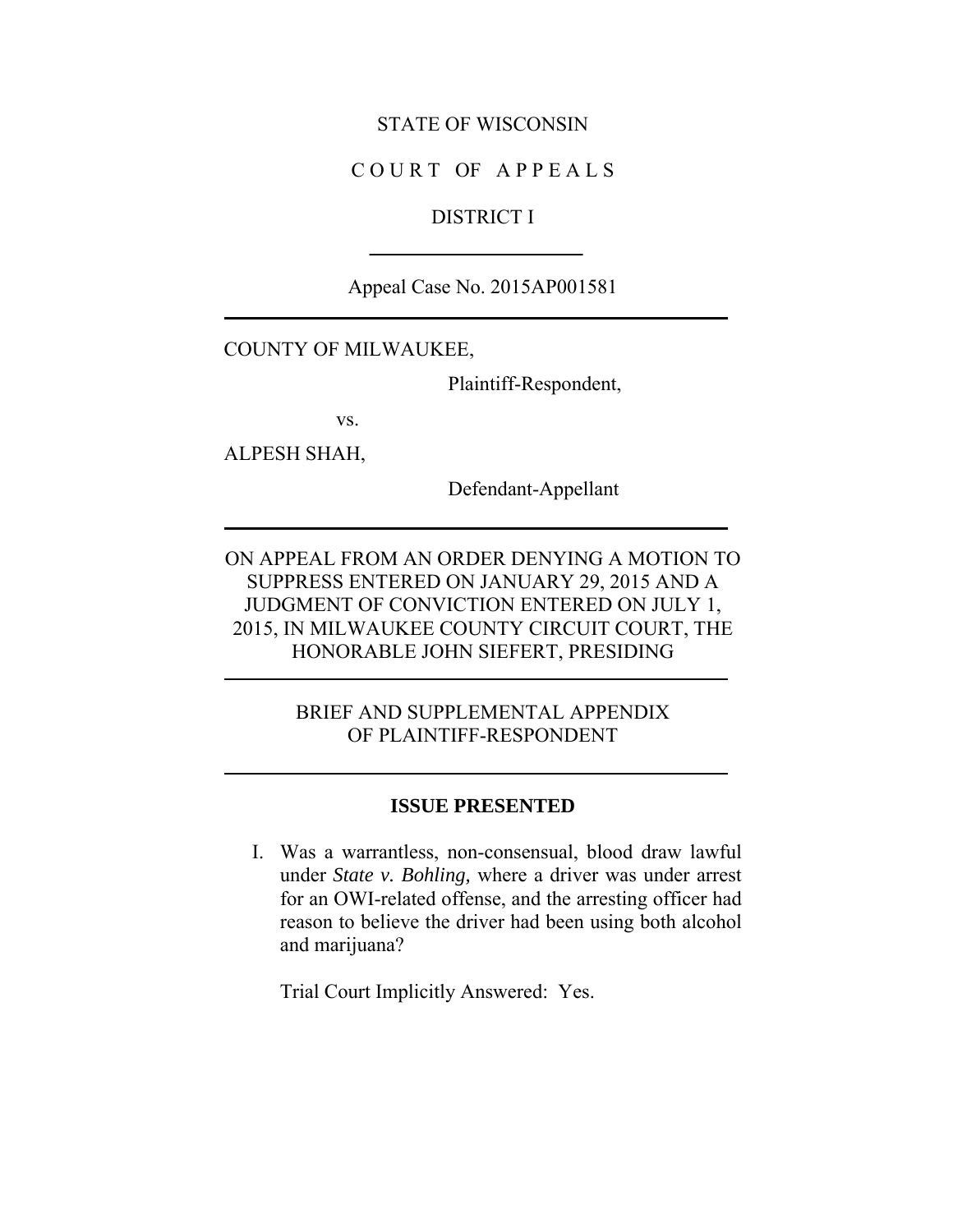STATE OF WISCONSIN

C O U R T OF A P P E A L S

DISTRICT I

---

Appeal Case No. 2015AP001581

---

COUNTY OF MILWAUKEE,

Plaintiff-Respondent,

vs.

ALPESH SHAH,

Defendant-Appellant

---

ON APPEAL FROM AN ORDER DENYING A MOTION TO SUPPRESS ENTERED ON JANUARY 29, 2015 AND A JUDGMENT OF CONVICTION ENTERED ON JULY 1, 2015, IN MILWAUKEE COUNTY CIRCUIT COURT, THE HONORABLE JOHN SIEFERT, PRESIDING

---

BRIEF AND SUPPLEMENTAL APPENDIX OF PLAINTIFF-RESPONDENT

---

## ISSUE PRESENTED

I. Was a warrantless, non-consensual, blood draw lawful under *State v. Bohling,* where a driver was under arrest for an OWI-related offense, and the arresting officer had reason to believe the driver had been using both alcohol and marijuana?

Trial Court Implicitly Answered: Yes.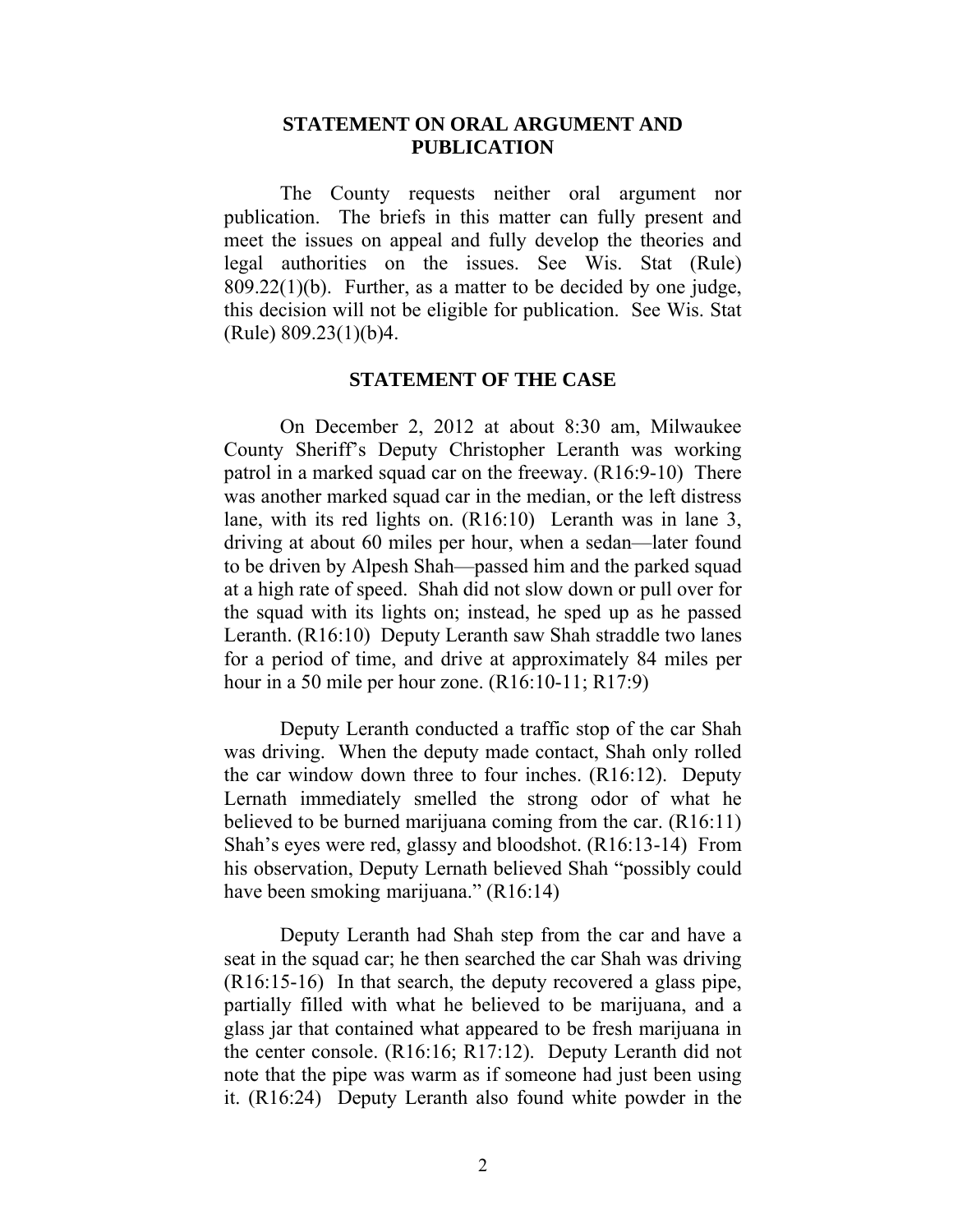## STATEMENT ON ORAL ARGUMENT AND PUBLICATION

The County requests neither oral argument nor publication. The briefs in this matter can fully present and meet the issues on appeal and fully develop the theories and legal authorities on the issues. See Wis. Stat (Rule) 809.22(1)(b). Further, as a matter to be decided by one judge, this decision will not be eligible for publication. See Wis. Stat (Rule) 809.23(1)(b)4.

## STATEMENT OF THE CASE

On December 2, 2012 at about 8:30 am, Milwaukee County Sheriff's Deputy Christopher Leranth was working patrol in a marked squad car on the freeway. (R16:9-10) There was another marked squad car in the median, or the left distress lane, with its red lights on. (R16:10) Leranth was in lane 3, driving at about 60 miles per hour, when a sedan—later found to be driven by Alpesh Shah—passed him and the parked squad at a high rate of speed. Shah did not slow down or pull over for the squad with its lights on; instead, he sped up as he passed Leranth. (R16:10) Deputy Leranth saw Shah straddle two lanes for a period of time, and drive at approximately 84 miles per hour in a 50 mile per hour zone. (R16:10-11; R17:9)

Deputy Leranth conducted a traffic stop of the car Shah was driving. When the deputy made contact, Shah only rolled the car window down three to four inches. (R16:12). Deputy Lernath immediately smelled the strong odor of what he believed to be burned marijuana coming from the car. (R16:11) Shah's eyes were red, glassy and bloodshot. (R16:13-14) From his observation, Deputy Lernath believed Shah "possibly could have been smoking marijuana." (R16:14)

Deputy Leranth had Shah step from the car and have a seat in the squad car; he then searched the car Shah was driving (R16:15-16) In that search, the deputy recovered a glass pipe, partially filled with what he believed to be marijuana, and a glass jar that contained what appeared to be fresh marijuana in the center console. (R16:16; R17:12). Deputy Leranth did not note that the pipe was warm as if someone had just been using it. (R16:24) Deputy Leranth also found white powder in the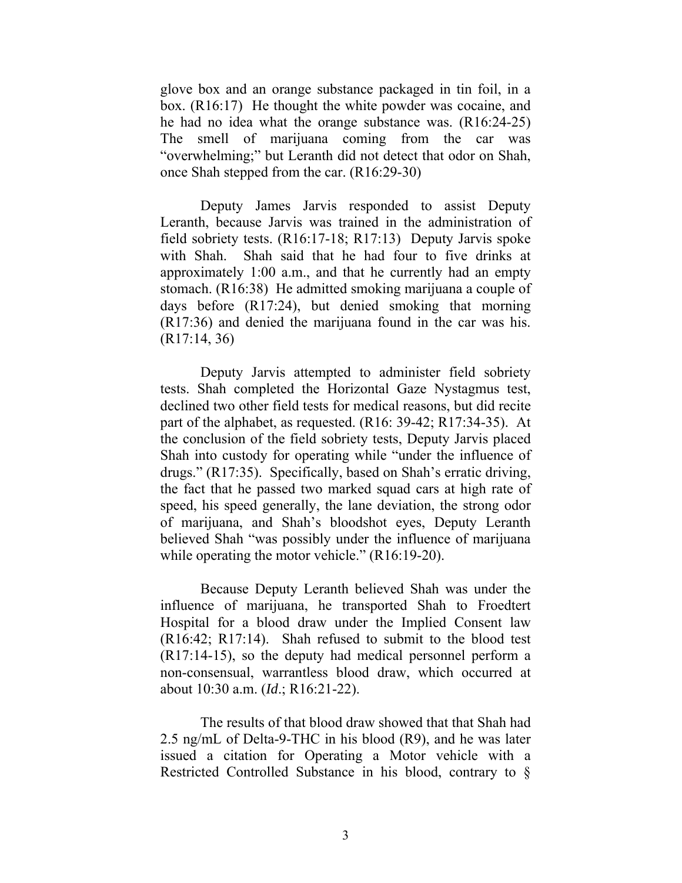glove box and an orange substance packaged in tin foil, in a box. (R16:17) He thought the white powder was cocaine, and he had no idea what the orange substance was. (R16:24-25) The smell of marijuana coming from the car was "overwhelming;" but Leranth did not detect that odor on Shah, once Shah stepped from the car. (R16:29-30)

Deputy James Jarvis responded to assist Deputy Leranth, because Jarvis was trained in the administration of field sobriety tests. (R16:17-18; R17:13) Deputy Jarvis spoke with Shah. Shah said that he had four to five drinks at approximately 1:00 a.m., and that he currently had an empty stomach. (R16:38) He admitted smoking marijuana a couple of days before (R17:24), but denied smoking that morning (R17:36) and denied the marijuana found in the car was his. (R17:14, 36)

Deputy Jarvis attempted to administer field sobriety tests. Shah completed the Horizontal Gaze Nystagmus test, declined two other field tests for medical reasons, but did recite part of the alphabet, as requested. (R16: 39-42; R17:34-35). At the conclusion of the field sobriety tests, Deputy Jarvis placed Shah into custody for operating while "under the influence of drugs." (R17:35). Specifically, based on Shah's erratic driving, the fact that he passed two marked squad cars at high rate of speed, his speed generally, the lane deviation, the strong odor of marijuana, and Shah's bloodshot eyes, Deputy Leranth believed Shah "was possibly under the influence of marijuana while operating the motor vehicle." (R16:19-20).

Because Deputy Leranth believed Shah was under the influence of marijuana, he transported Shah to Froedtert Hospital for a blood draw under the Implied Consent law (R16:42; R17:14). Shah refused to submit to the blood test (R17:14-15), so the deputy had medical personnel perform a non-consensual, warrantless blood draw, which occurred at about 10:30 a.m. (*Id*.; R16:21-22).

The results of that blood draw showed that that Shah had 2.5 ng/mL of Delta-9-THC in his blood (R9), and he was later issued a citation for Operating a Motor vehicle with a Restricted Controlled Substance in his blood, contrary to §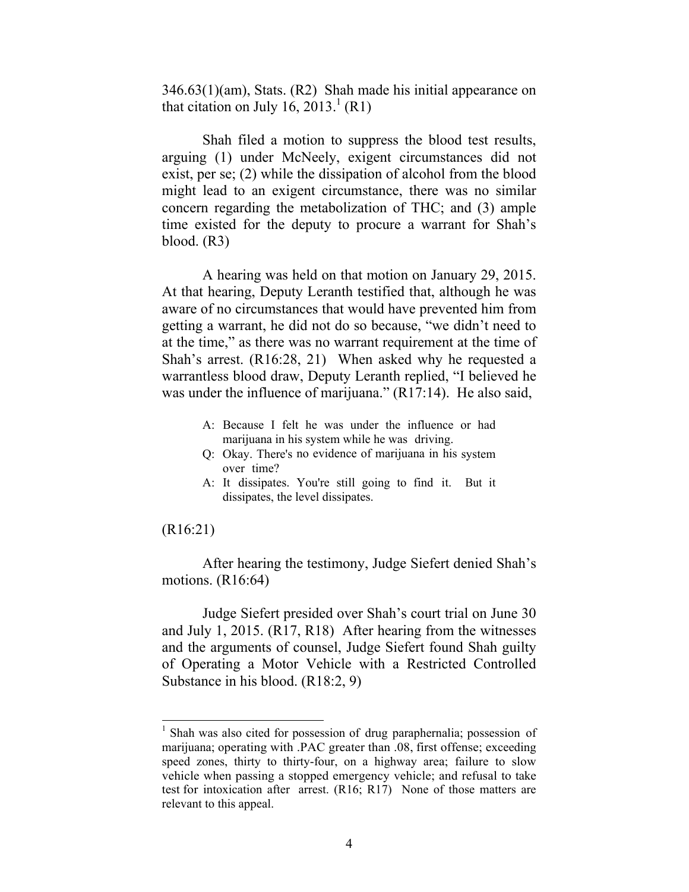346.63(1)(am), Stats. (R2) Shah made his initial appearance on that citation on July 16, 2013.[1] (R1)

Shah filed a motion to suppress the blood test results, arguing (1) under McNeely, exigent circumstances did not exist, per se; (2) while the dissipation of alcohol from the blood might lead to an exigent circumstance, there was no similar concern regarding the metabolization of THC; and (3) ample time existed for the deputy to procure a warrant for Shah's blood. (R3)

A hearing was held on that motion on January 29, 2015. At that hearing, Deputy Leranth testified that, although he was aware of no circumstances that would have prevented him from getting a warrant, he did not do so because, "we didn't need to at the time," as there was no warrant requirement at the time of Shah's arrest. (R16:28, 21) When asked why he requested a warrantless blood draw, Deputy Leranth replied, "I believed he was under the influence of marijuana." (R17:14). He also said,

> A: Because I felt he was under the influence or had marijuana in his system while he was driving.
>
> Q: Okay. There's no evidence of marijuana in his system over time?
>
> A: It dissipates. You're still going to find it. But it dissipates, the level dissipates.

(R16:21)

After hearing the testimony, Judge Siefert denied Shah's motions. (R16:64)

Judge Siefert presided over Shah's court trial on June 30 and July 1, 2015. (R17, R18) After hearing from the witnesses and the arguments of counsel, Judge Siefert found Shah guilty of Operating a Motor Vehicle with a Restricted Controlled Substance in his blood. (R18:2, 9)

---

[1] Shah was also cited for possession of drug paraphernalia; possession of marijuana; operating with .PAC greater than .08, first offense; exceeding speed zones, thirty to thirty-four, on a highway area; failure to slow vehicle when passing a stopped emergency vehicle; and refusal to take test for intoxication after arrest. (R16; R17) None of those matters are relevant to this appeal.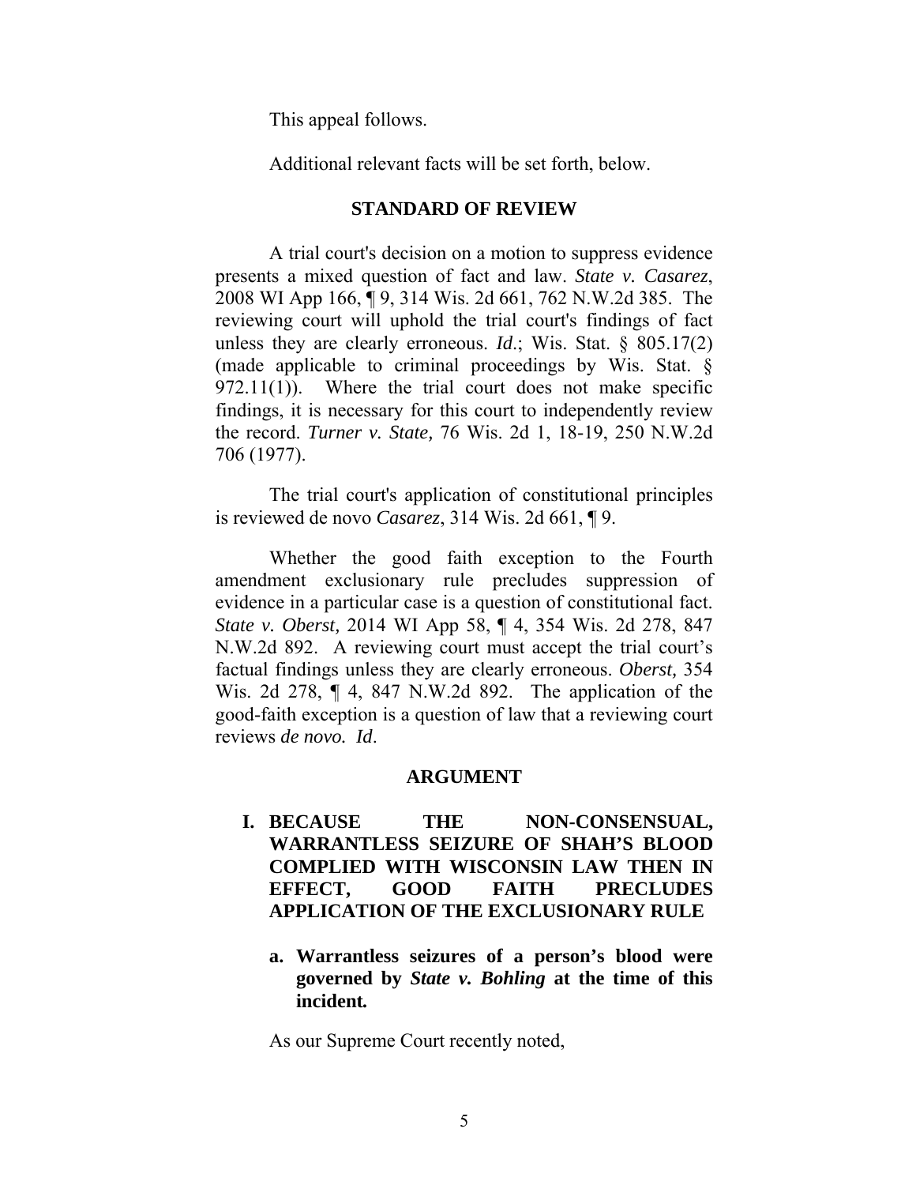This appeal follows.

Additional relevant facts will be set forth, below.

## STANDARD OF REVIEW

A trial court's decision on a motion to suppress evidence presents a mixed question of fact and law. *State v. Casarez*, 2008 WI App 166, ¶ 9, 314 Wis. 2d 661, 762 N.W.2d 385. The reviewing court will uphold the trial court's findings of fact unless they are clearly erroneous. *Id*.; Wis. Stat. § 805.17(2) (made applicable to criminal proceedings by Wis. Stat. § 972.11(1)). Where the trial court does not make specific findings, it is necessary for this court to independently review the record. *Turner v. State,* 76 Wis. 2d 1, 18-19, 250 N.W.2d 706 (1977).

The trial court's application of constitutional principles is reviewed de novo *Casarez*, 314 Wis. 2d 661, ¶ 9.

Whether the good faith exception to the Fourth amendment exclusionary rule precludes suppression of evidence in a particular case is a question of constitutional fact. *State v. Oberst,* 2014 WI App 58, ¶ 4, 354 Wis. 2d 278, 847 N.W.2d 892. A reviewing court must accept the trial court's factual findings unless they are clearly erroneous. *Oberst,* 354 Wis. 2d 278, ¶ 4, 847 N.W.2d 892. The application of the good-faith exception is a question of law that a reviewing court reviews *de novo. Id*.

## ARGUMENT

### I. BECAUSE THE NON-CONSENSUAL, WARRANTLESS SEIZURE OF SHAH'S BLOOD COMPLIED WITH WISCONSIN LAW THEN IN EFFECT, GOOD FAITH PRECLUDES APPLICATION OF THE EXCLUSIONARY RULE

#### a. Warrantless seizures of a person's blood were governed by *State v. Bohling* at the time of this incident.

As our Supreme Court recently noted,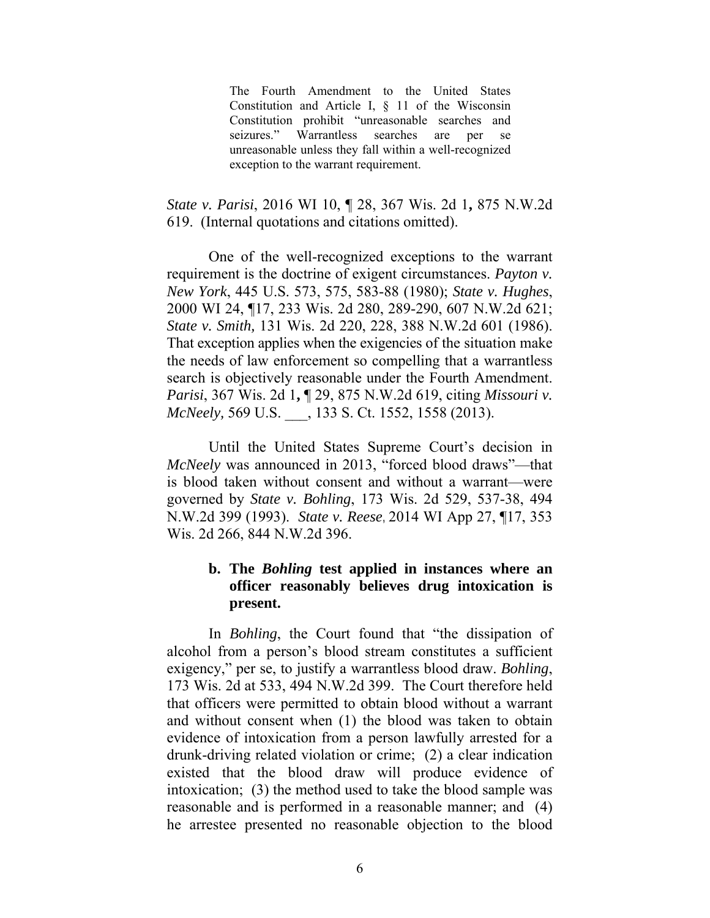> The Fourth Amendment to the United States Constitution and Article I, § 11 of the Wisconsin Constitution prohibit "unreasonable searches and seizures." Warrantless searches are per se unreasonable unless they fall within a well-recognized exception to the warrant requirement.

*State v. Parisi*, 2016 WI 10, ¶ 28, 367 Wis. 2d 1**,** 875 N.W.2d 619. (Internal quotations and citations omitted).

One of the well-recognized exceptions to the warrant requirement is the doctrine of exigent circumstances. *Payton v. New York*, 445 U.S. 573, 575, 583-88 (1980); *State v. Hughes*, 2000 WI 24, ¶17, 233 Wis. 2d 280, 289-290, 607 N.W.2d 621; *State v. Smith,* 131 Wis. 2d 220, 228, 388 N.W.2d 601 (1986). That exception applies when the exigencies of the situation make the needs of law enforcement so compelling that a warrantless search is objectively reasonable under the Fourth Amendment. *Parisi*, 367 Wis. 2d 1**,** ¶ 29, 875 N.W.2d 619, citing *Missouri v. McNeely,* 569 U.S. ___, 133 S. Ct. 1552, 1558 (2013).

Until the United States Supreme Court's decision in *McNeely* was announced in 2013, "forced blood draws"—that is blood taken without consent and without a warrant—were governed by *State v. Bohling*, 173 Wis. 2d 529, 537-38, 494 N.W.2d 399 (1993). *State v. Reese*, 2014 WI App 27, ¶17, 353 Wis. 2d 266, 844 N.W.2d 396.

### b. The *Bohling* test applied in instances where an officer reasonably believes drug intoxication is present.

In *Bohling*, the Court found that "the dissipation of alcohol from a person's blood stream constitutes a sufficient exigency," per se, to justify a warrantless blood draw. *Bohling*, 173 Wis. 2d at 533, 494 N.W.2d 399. The Court therefore held that officers were permitted to obtain blood without a warrant and without consent when (1) the blood was taken to obtain evidence of intoxication from a person lawfully arrested for a drunk-driving related violation or crime; (2) a clear indication existed that the blood draw will produce evidence of intoxication; (3) the method used to take the blood sample was reasonable and is performed in a reasonable manner; and (4) he arrestee presented no reasonable objection to the blood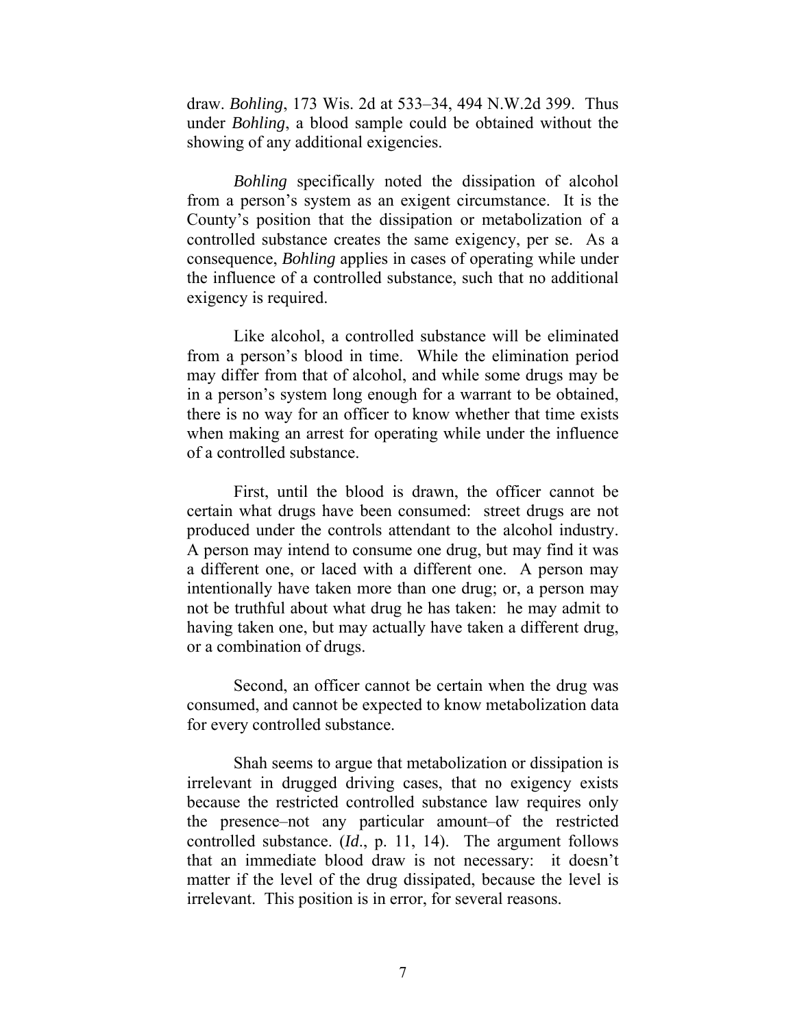draw. *Bohling*, 173 Wis. 2d at 533–34, 494 N.W.2d 399. Thus under *Bohling*, a blood sample could be obtained without the showing of any additional exigencies.

*Bohling* specifically noted the dissipation of alcohol from a person's system as an exigent circumstance. It is the County's position that the dissipation or metabolization of a controlled substance creates the same exigency, per se. As a consequence, *Bohling* applies in cases of operating while under the influence of a controlled substance, such that no additional exigency is required.

Like alcohol, a controlled substance will be eliminated from a person's blood in time. While the elimination period may differ from that of alcohol, and while some drugs may be in a person's system long enough for a warrant to be obtained, there is no way for an officer to know whether that time exists when making an arrest for operating while under the influence of a controlled substance.

First, until the blood is drawn, the officer cannot be certain what drugs have been consumed: street drugs are not produced under the controls attendant to the alcohol industry. A person may intend to consume one drug, but may find it was a different one, or laced with a different one. A person may intentionally have taken more than one drug; or, a person may not be truthful about what drug he has taken: he may admit to having taken one, but may actually have taken a different drug, or a combination of drugs.

Second, an officer cannot be certain when the drug was consumed, and cannot be expected to know metabolization data for every controlled substance.

Shah seems to argue that metabolization or dissipation is irrelevant in drugged driving cases, that no exigency exists because the restricted controlled substance law requires only the presence–not any particular amount–of the restricted controlled substance. (*Id*., p. 11, 14). The argument follows that an immediate blood draw is not necessary: it doesn't matter if the level of the drug dissipated, because the level is irrelevant. This position is in error, for several reasons.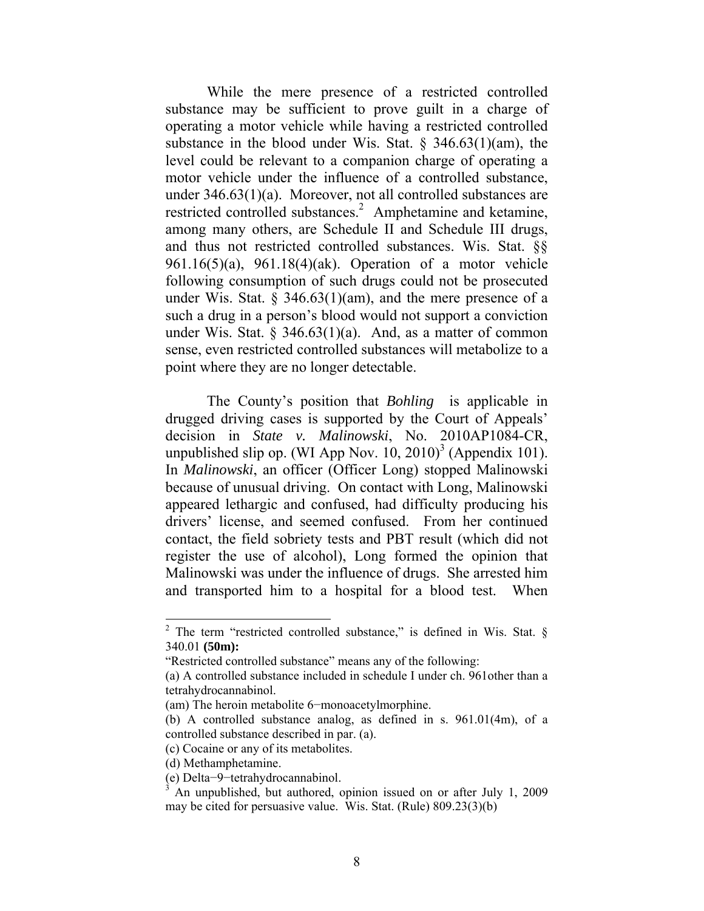While the mere presence of a restricted controlled substance may be sufficient to prove guilt in a charge of operating a motor vehicle while having a restricted controlled substance in the blood under Wis. Stat. § 346.63(1)(am), the level could be relevant to a companion charge of operating a motor vehicle under the influence of a controlled substance, under 346.63(1)(a). Moreover, not all controlled substances are restricted controlled substances.[2] Amphetamine and ketamine, among many others, are Schedule II and Schedule III drugs, and thus not restricted controlled substances. Wis. Stat. §§ 961.16(5)(a), 961.18(4)(ak). Operation of a motor vehicle following consumption of such drugs could not be prosecuted under Wis. Stat. § 346.63(1)(am), and the mere presence of a such a drug in a person's blood would not support a conviction under Wis. Stat. § 346.63(1)(a). And, as a matter of common sense, even restricted controlled substances will metabolize to a point where they are no longer detectable.

The County's position that *Bohling* is applicable in drugged driving cases is supported by the Court of Appeals' decision in *State v. Malinowski*, No. 2010AP1084-CR, unpublished slip op. (WI App Nov. 10, 2010)[3] (Appendix 101). In *Malinowski*, an officer (Officer Long) stopped Malinowski because of unusual driving. On contact with Long, Malinowski appeared lethargic and confused, had difficulty producing his drivers' license, and seemed confused. From her continued contact, the field sobriety tests and PBT result (which did not register the use of alcohol), Long formed the opinion that Malinowski was under the influence of drugs. She arrested him and transported him to a hospital for a blood test. When

---

[2] The term "restricted controlled substance," is defined in Wis. Stat. § 340.01 **(50m):**

"Restricted controlled substance" means any of the following:

(a) A controlled substance included in schedule I under ch. 961other than a tetrahydrocannabinol.

(am) The heroin metabolite 6−monoacetylmorphine.

(b) A controlled substance analog, as defined in s. 961.01(4m), of a controlled substance described in par. (a).

(c) Cocaine or any of its metabolites.

(d) Methamphetamine.

(e) Delta−9−tetrahydrocannabinol.

[3] An unpublished, but authored, opinion issued on or after July 1, 2009 may be cited for persuasive value. Wis. Stat. (Rule) 809.23(3)(b)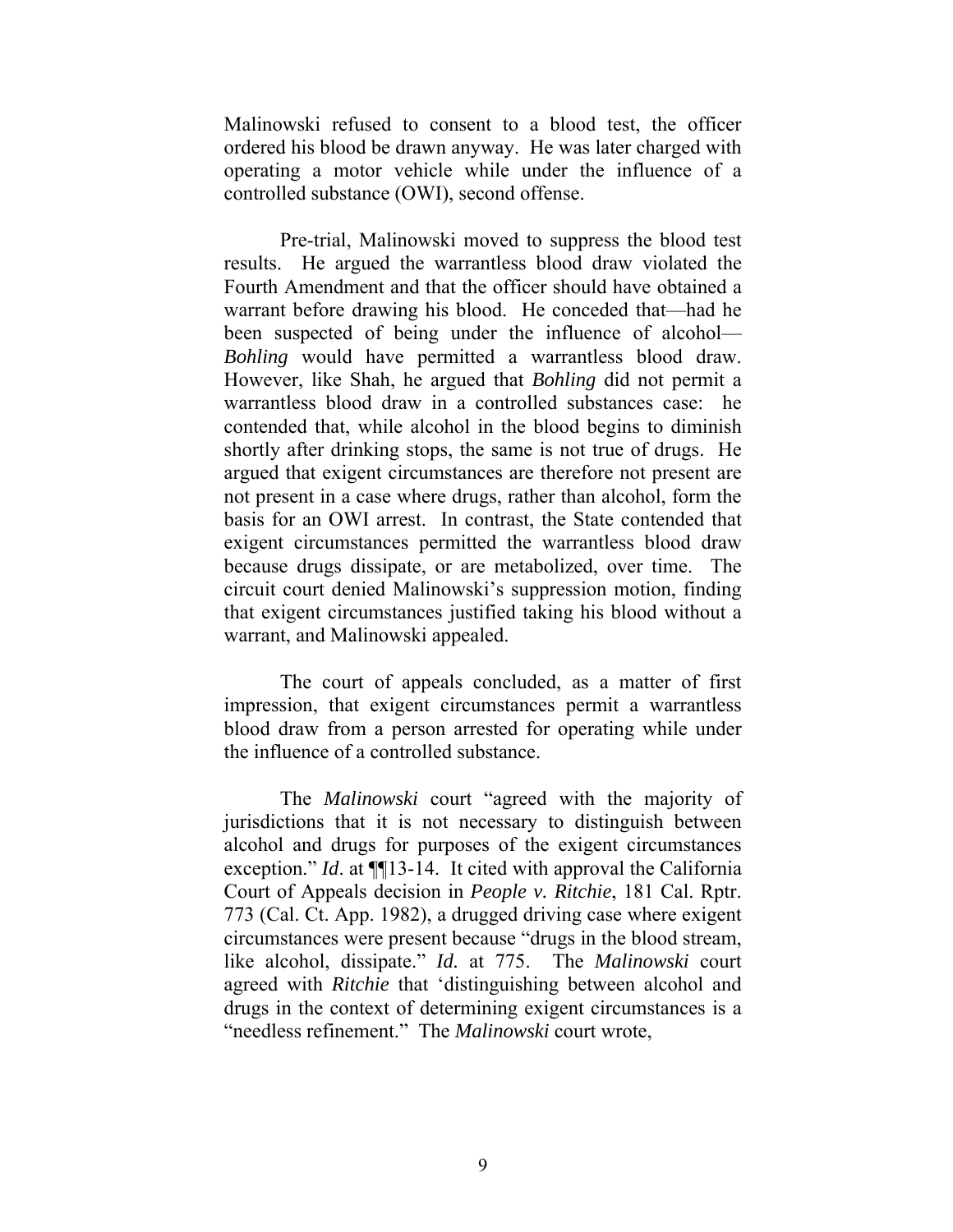Malinowski refused to consent to a blood test, the officer ordered his blood be drawn anyway. He was later charged with operating a motor vehicle while under the influence of a controlled substance (OWI), second offense.

Pre-trial, Malinowski moved to suppress the blood test results. He argued the warrantless blood draw violated the Fourth Amendment and that the officer should have obtained a warrant before drawing his blood. He conceded that—had he been suspected of being under the influence of alcohol—*Bohling* would have permitted a warrantless blood draw. However, like Shah, he argued that *Bohling* did not permit a warrantless blood draw in a controlled substances case: he contended that, while alcohol in the blood begins to diminish shortly after drinking stops, the same is not true of drugs. He argued that exigent circumstances are therefore not present are not present in a case where drugs, rather than alcohol, form the basis for an OWI arrest. In contrast, the State contended that exigent circumstances permitted the warrantless blood draw because drugs dissipate, or are metabolized, over time. The circuit court denied Malinowski's suppression motion, finding that exigent circumstances justified taking his blood without a warrant, and Malinowski appealed.

The court of appeals concluded, as a matter of first impression, that exigent circumstances permit a warrantless blood draw from a person arrested for operating while under the influence of a controlled substance.

The *Malinowski* court "agreed with the majority of jurisdictions that it is not necessary to distinguish between alcohol and drugs for purposes of the exigent circumstances exception." *Id*. at ¶¶13-14. It cited with approval the California Court of Appeals decision in *People v. Ritchie*, 181 Cal. Rptr. 773 (Cal. Ct. App. 1982), a drugged driving case where exigent circumstances were present because "drugs in the blood stream, like alcohol, dissipate." *Id.* at 775. The *Malinowski* court agreed with *Ritchie* that 'distinguishing between alcohol and drugs in the context of determining exigent circumstances is a "needless refinement." The *Malinowski* court wrote,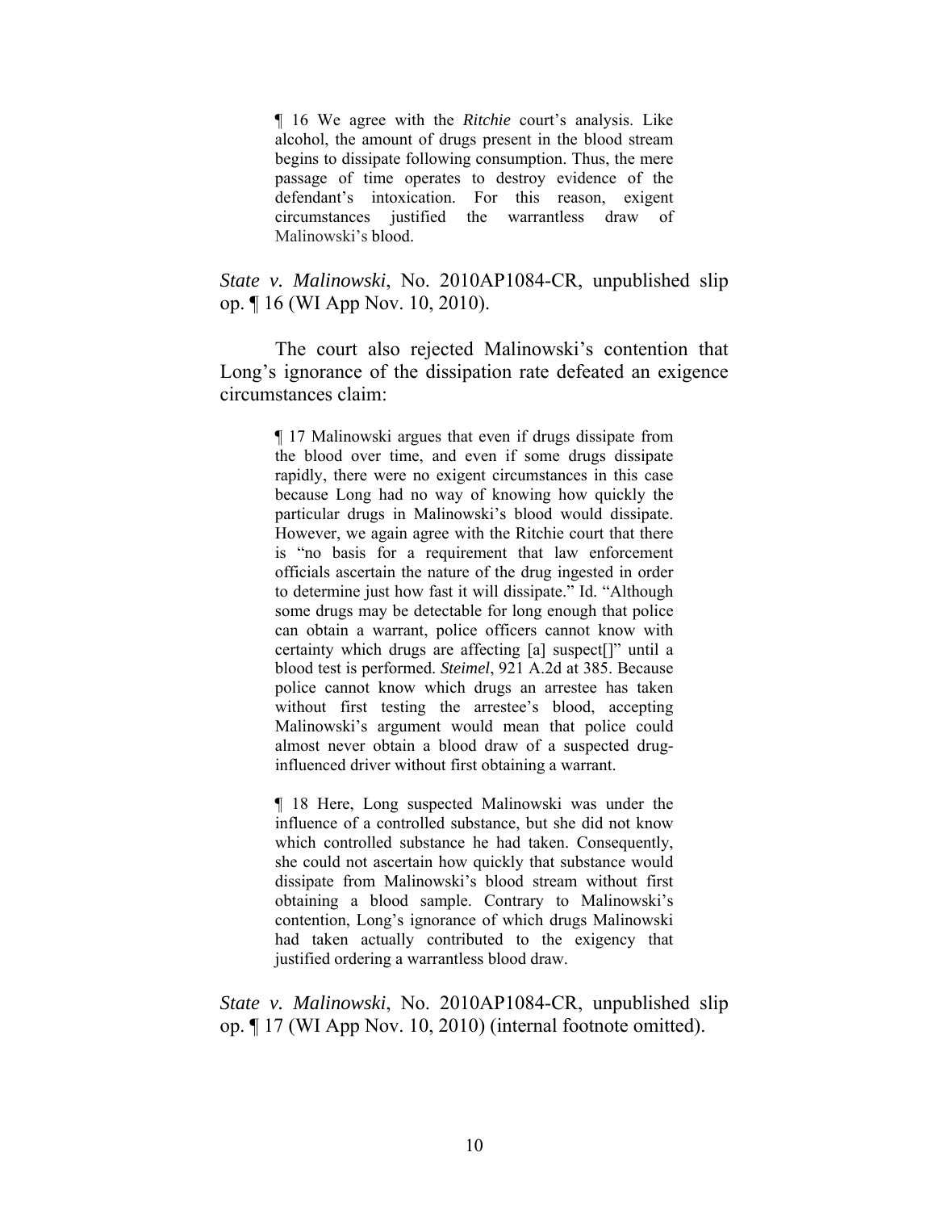> ¶ 16 We agree with the *Ritchie* court's analysis. Like alcohol, the amount of drugs present in the blood stream begins to dissipate following consumption. Thus, the mere passage of time operates to destroy evidence of the defendant's intoxication. For this reason, exigent circumstances justified the warrantless draw of Malinowski's blood.

*State v. Malinowski*, No. 2010AP1084-CR, unpublished slip op. ¶ 16 (WI App Nov. 10, 2010).

The court also rejected Malinowski's contention that Long's ignorance of the dissipation rate defeated an exigence circumstances claim:

> ¶ 17 Malinowski argues that even if drugs dissipate from the blood over time, and even if some drugs dissipate rapidly, there were no exigent circumstances in this case because Long had no way of knowing how quickly the particular drugs in Malinowski's blood would dissipate. However, we again agree with the Ritchie court that there is "no basis for a requirement that law enforcement officials ascertain the nature of the drug ingested in order to determine just how fast it will dissipate." Id. "Although some drugs may be detectable for long enough that police can obtain a warrant, police officers cannot know with certainty which drugs are affecting [a] suspect[]" until a blood test is performed. *Steimel*, 921 A.2d at 385. Because police cannot know which drugs an arrestee has taken without first testing the arrestee's blood, accepting Malinowski's argument would mean that police could almost never obtain a blood draw of a suspected drug-influenced driver without first obtaining a warrant.
>
> ¶ 18 Here, Long suspected Malinowski was under the influence of a controlled substance, but she did not know which controlled substance he had taken. Consequently, she could not ascertain how quickly that substance would dissipate from Malinowski's blood stream without first obtaining a blood sample. Contrary to Malinowski's contention, Long's ignorance of which drugs Malinowski had taken actually contributed to the exigency that justified ordering a warrantless blood draw.

*State v. Malinowski*, No. 2010AP1084-CR, unpublished slip op. ¶ 17 (WI App Nov. 10, 2010) (internal footnote omitted).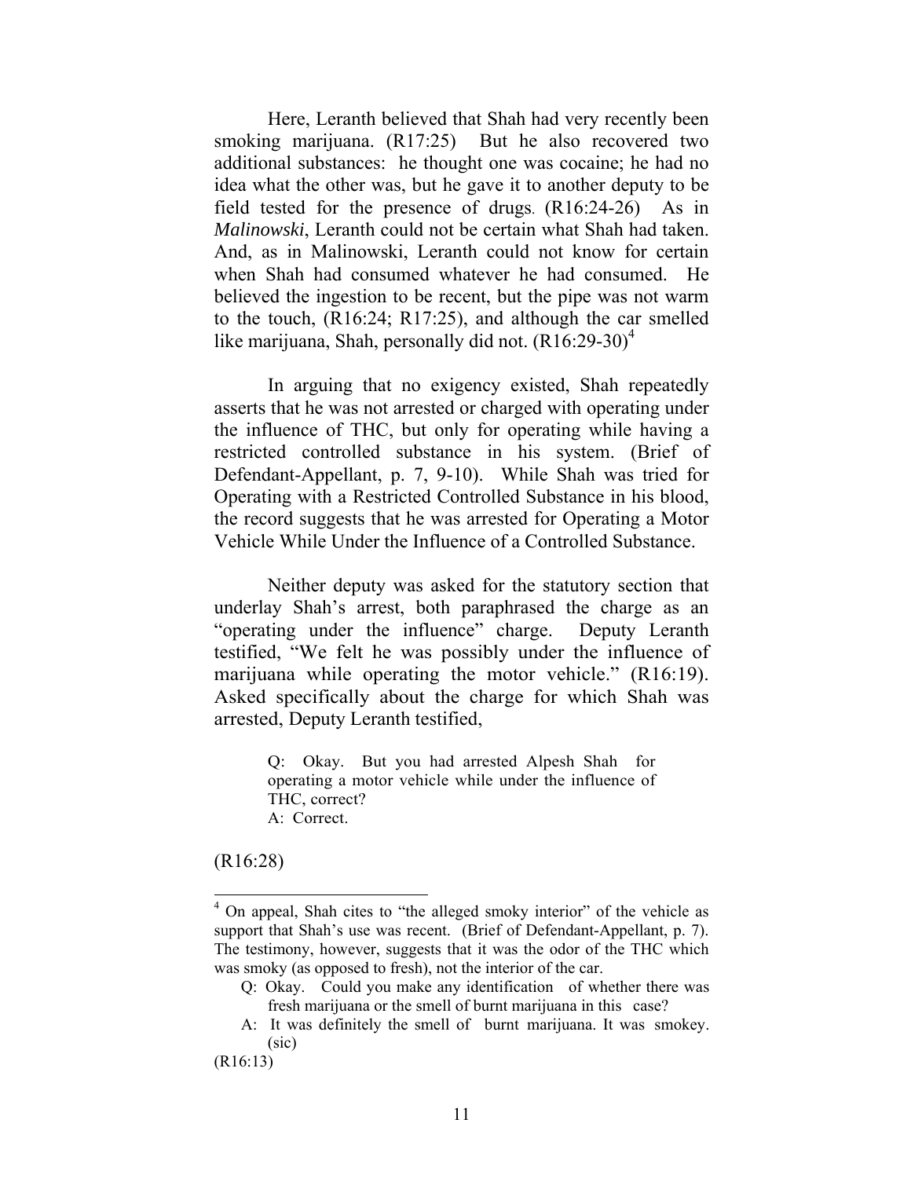Here, Leranth believed that Shah had very recently been smoking marijuana. (R17:25) But he also recovered two additional substances: he thought one was cocaine; he had no idea what the other was, but he gave it to another deputy to be field tested for the presence of drugs. (R16:24-26) As in *Malinowski*, Leranth could not be certain what Shah had taken. And, as in Malinowski, Leranth could not know for certain when Shah had consumed whatever he had consumed. He believed the ingestion to be recent, but the pipe was not warm to the touch, (R16:24; R17:25), and although the car smelled like marijuana, Shah, personally did not. (R16:29-30)[4]

In arguing that no exigency existed, Shah repeatedly asserts that he was not arrested or charged with operating under the influence of THC, but only for operating while having a restricted controlled substance in his system. (Brief of Defendant-Appellant, p. 7, 9-10). While Shah was tried for Operating with a Restricted Controlled Substance in his blood, the record suggests that he was arrested for Operating a Motor Vehicle While Under the Influence of a Controlled Substance.

Neither deputy was asked for the statutory section that underlay Shah's arrest, both paraphrased the charge as an "operating under the influence" charge. Deputy Leranth testified, "We felt he was possibly under the influence of marijuana while operating the motor vehicle." (R16:19). Asked specifically about the charge for which Shah was arrested, Deputy Leranth testified,

> Q: Okay. But you had arrested Alpesh Shah for operating a motor vehicle while under the influence of THC, correct?
> A: Correct.

(R16:28)

---

[4] On appeal, Shah cites to "the alleged smoky interior" of the vehicle as support that Shah's use was recent. (Brief of Defendant-Appellant, p. 7). The testimony, however, suggests that it was the odor of the THC which was smoky (as opposed to fresh), not the interior of the car.

> Q: Okay. Could you make any identification of whether there was fresh marijuana or the smell of burnt marijuana in this case?
> A: It was definitely the smell of burnt marijuana. It was smokey. (sic)

(R16:13)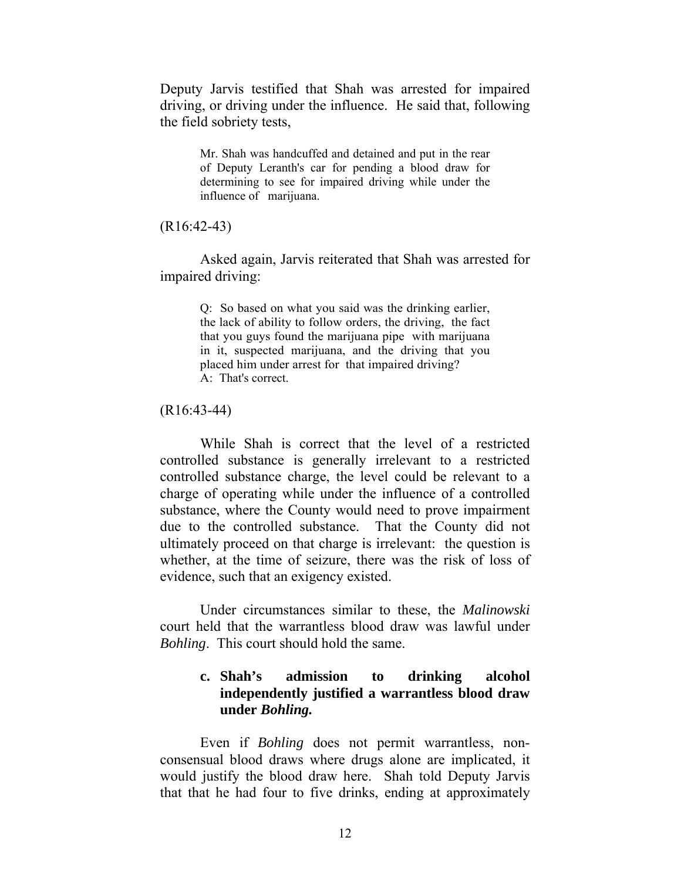Deputy Jarvis testified that Shah was arrested for impaired driving, or driving under the influence. He said that, following the field sobriety tests,

> Mr. Shah was handcuffed and detained and put in the rear of Deputy Leranth's car for pending a blood draw for determining to see for impaired driving while under the influence of marijuana.

(R16:42-43)

Asked again, Jarvis reiterated that Shah was arrested for impaired driving:

> Q: So based on what you said was the drinking earlier, the lack of ability to follow orders, the driving, the fact that you guys found the marijuana pipe with marijuana in it, suspected marijuana, and the driving that you placed him under arrest for that impaired driving?
> A: That's correct.

(R16:43-44)

While Shah is correct that the level of a restricted controlled substance is generally irrelevant to a restricted controlled substance charge, the level could be relevant to a charge of operating while under the influence of a controlled substance, where the County would need to prove impairment due to the controlled substance. That the County did not ultimately proceed on that charge is irrelevant: the question is whether, at the time of seizure, there was the risk of loss of evidence, such that an exigency existed.

Under circumstances similar to these, the *Malinowski* court held that the warrantless blood draw was lawful under *Bohling*. This court should hold the same.

**c. Shah's admission to drinking alcohol independently justified a warrantless blood draw under *Bohling.***

Even if *Bohling* does not permit warrantless, non-consensual blood draws where drugs alone are implicated, it would justify the blood draw here. Shah told Deputy Jarvis that that he had four to five drinks, ending at approximately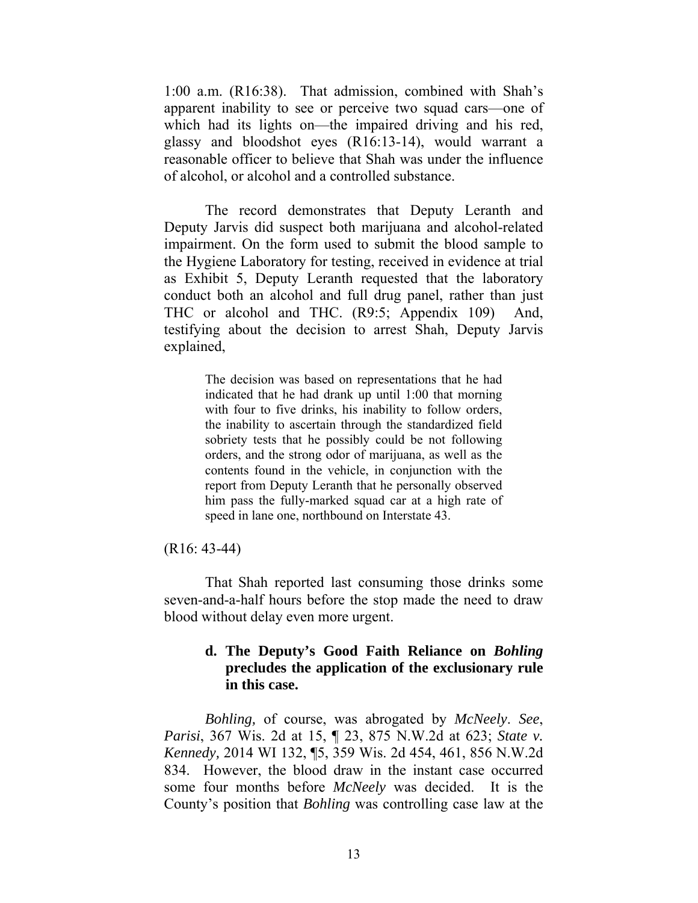1:00 a.m. (R16:38). That admission, combined with Shah's apparent inability to see or perceive two squad cars—one of which had its lights on—the impaired driving and his red, glassy and bloodshot eyes (R16:13-14), would warrant a reasonable officer to believe that Shah was under the influence of alcohol, or alcohol and a controlled substance.

The record demonstrates that Deputy Leranth and Deputy Jarvis did suspect both marijuana and alcohol-related impairment. On the form used to submit the blood sample to the Hygiene Laboratory for testing, received in evidence at trial as Exhibit 5, Deputy Leranth requested that the laboratory conduct both an alcohol and full drug panel, rather than just THC or alcohol and THC. (R9:5; Appendix 109) And, testifying about the decision to arrest Shah, Deputy Jarvis explained,

> The decision was based on representations that he had indicated that he had drank up until 1:00 that morning with four to five drinks, his inability to follow orders, the inability to ascertain through the standardized field sobriety tests that he possibly could be not following orders, and the strong odor of marijuana, as well as the contents found in the vehicle, in conjunction with the report from Deputy Leranth that he personally observed him pass the fully-marked squad car at a high rate of speed in lane one, northbound on Interstate 43.

(R16: 43-44)

That Shah reported last consuming those drinks some seven-and-a-half hours before the stop made the need to draw blood without delay even more urgent.

### d. The Deputy's Good Faith Reliance on *Bohling* precludes the application of the exclusionary rule in this case.

*Bohling,* of course, was abrogated by *McNeely*. *See*, *Parisi*, 367 Wis. 2d at 15, ¶ 23, 875 N.W.2d at 623; *State v. Kennedy,* 2014 WI 132, ¶5, 359 Wis. 2d 454, 461, 856 N.W.2d 834. However, the blood draw in the instant case occurred some four months before *McNeely* was decided. It is the County's position that *Bohling* was controlling case law at the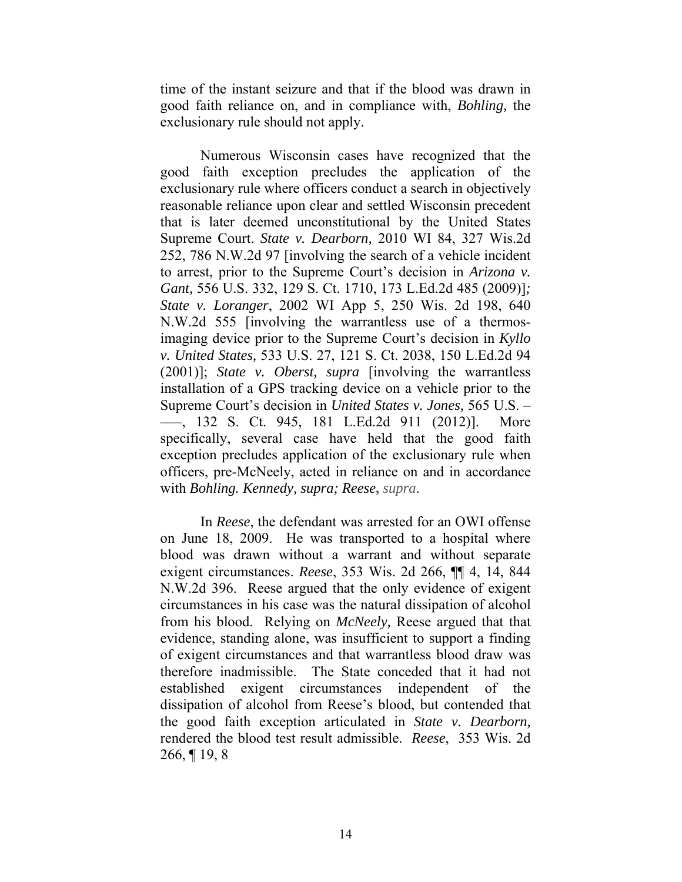time of the instant seizure and that if the blood was drawn in good faith reliance on, and in compliance with, *Bohling,* the exclusionary rule should not apply.

Numerous Wisconsin cases have recognized that the good faith exception precludes the application of the exclusionary rule where officers conduct a search in objectively reasonable reliance upon clear and settled Wisconsin precedent that is later deemed unconstitutional by the United States Supreme Court. *State v. Dearborn,* 2010 WI 84, 327 Wis.2d 252, 786 N.W.2d 97 [involving the search of a vehicle incident to arrest, prior to the Supreme Court's decision in *Arizona v. Gant,* 556 U.S. 332, 129 S. Ct. 1710, 173 L.Ed.2d 485 (2009)]*; State v. Loranger*, 2002 WI App 5, 250 Wis. 2d 198, 640 N.W.2d 555 [involving the warrantless use of a thermos-imaging device prior to the Supreme Court's decision in *Kyllo v. United States,* 533 U.S. 27, 121 S. Ct. 2038, 150 L.Ed.2d 94 (2001)]; *State v. Oberst, supra* [involving the warrantless installation of a GPS tracking device on a vehicle prior to the Supreme Court's decision in *United States v. Jones,* 565 U.S. –––, 132 S. Ct. 945, 181 L.Ed.2d 911 (2012)]. More specifically, several case have held that the good faith exception precludes application of the exclusionary rule when officers, pre-McNeely, acted in reliance on and in accordance with *Bohling. Kennedy, supra; Reese, supra*.

In *Reese*, the defendant was arrested for an OWI offense on June 18, 2009. He was transported to a hospital where blood was drawn without a warrant and without separate exigent circumstances. *Reese*, 353 Wis. 2d 266, ¶¶ 4, 14, 844 N.W.2d 396. Reese argued that the only evidence of exigent circumstances in his case was the natural dissipation of alcohol from his blood. Relying on *McNeely,* Reese argued that that evidence, standing alone, was insufficient to support a finding of exigent circumstances and that warrantless blood draw was therefore inadmissible. The State conceded that it had not established exigent circumstances independent of the dissipation of alcohol from Reese's blood, but contended that the good faith exception articulated in *State v. Dearborn,* rendered the blood test result admissible. *Reese*, 353 Wis. 2d 266, ¶ 19, 8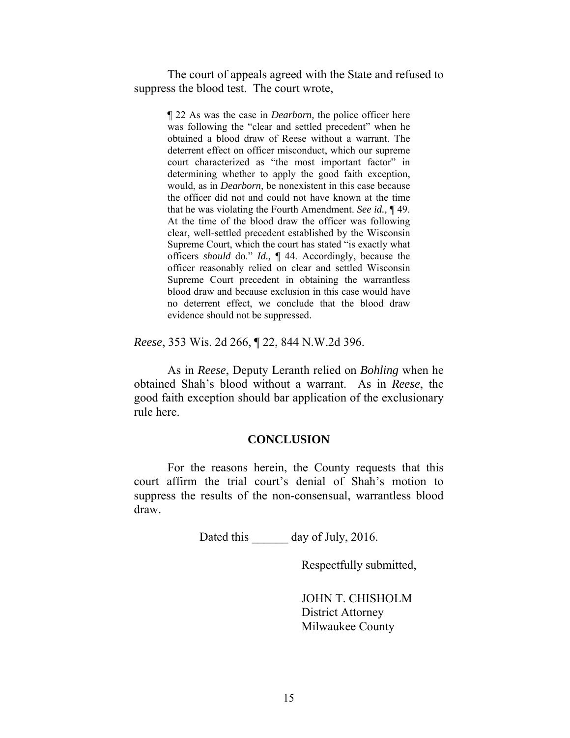The court of appeals agreed with the State and refused to suppress the blood test. The court wrote,

> ¶ 22 As was the case in *Dearborn,* the police officer here was following the "clear and settled precedent" when he obtained a blood draw of Reese without a warrant. The deterrent effect on officer misconduct, which our supreme court characterized as "the most important factor" in determining whether to apply the good faith exception, would, as in *Dearborn,* be nonexistent in this case because the officer did not and could not have known at the time that he was violating the Fourth Amendment. *See id.,* ¶ 49. At the time of the blood draw the officer was following clear, well-settled precedent established by the Wisconsin Supreme Court, which the court has stated "is exactly what officers *should* do." *Id.,* ¶ 44. Accordingly, because the officer reasonably relied on clear and settled Wisconsin Supreme Court precedent in obtaining the warrantless blood draw and because exclusion in this case would have no deterrent effect, we conclude that the blood draw evidence should not be suppressed.

*Reese*, 353 Wis. 2d 266, ¶ 22, 844 N.W.2d 396.

As in *Reese*, Deputy Leranth relied on *Bohling* when he obtained Shah's blood without a warrant. As in *Reese*, the good faith exception should bar application of the exclusionary rule here.

## CONCLUSION

For the reasons herein, the County requests that this court affirm the trial court's denial of Shah's motion to suppress the results of the non-consensual, warrantless blood draw.

Dated this ______ day of July, 2016.

Respectfully submitted,

JOHN T. CHISHOLM
District Attorney
Milwaukee County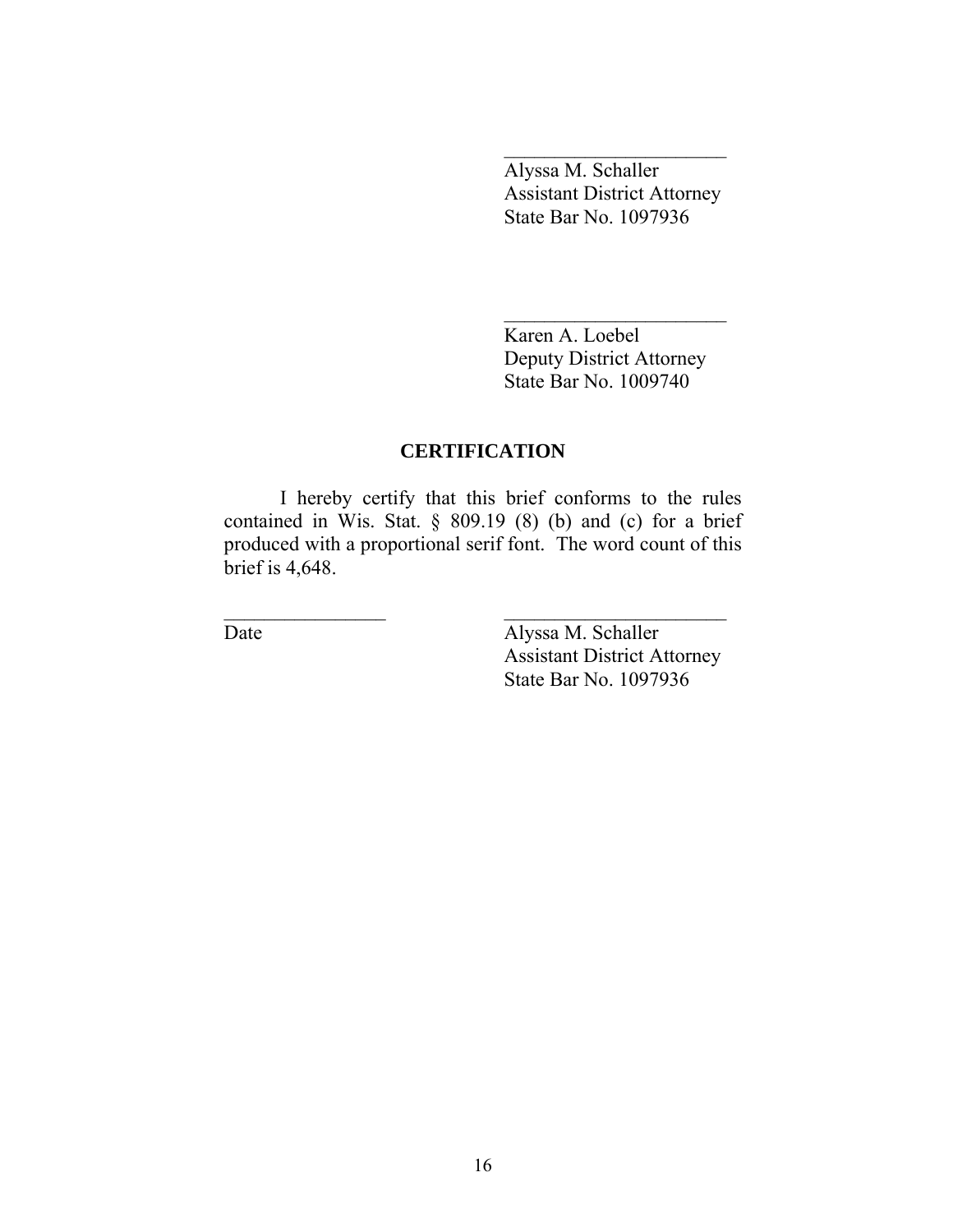\_\_\_\_\_\_\_\_\_\_\_\_\_\_\_\_\_\_\_\_\_\_\_
Alyssa M. Schaller
Assistant District Attorney
State Bar No. 1097936

\_\_\_\_\_\_\_\_\_\_\_\_\_\_\_\_\_\_\_\_\_\_\_
Karen A. Loebel
Deputy District Attorney
State Bar No. 1009740

## CERTIFICATION

I hereby certify that this brief conforms to the rules contained in Wis. Stat. § 809.19 (8) (b) and (c) for a brief produced with a proportional serif font. The word count of this brief is 4,648.

\_\_\_\_\_\_\_\_\_\_\_\_\_\_\_\_\_\_\_\_\_\_\_ \_\_\_\_\_\_\_\_\_\_\_\_\_\_\_\_\_\_\_\_\_\_\_
Date Alyssa M. Schaller
Assistant District Attorney
State Bar No. 1097936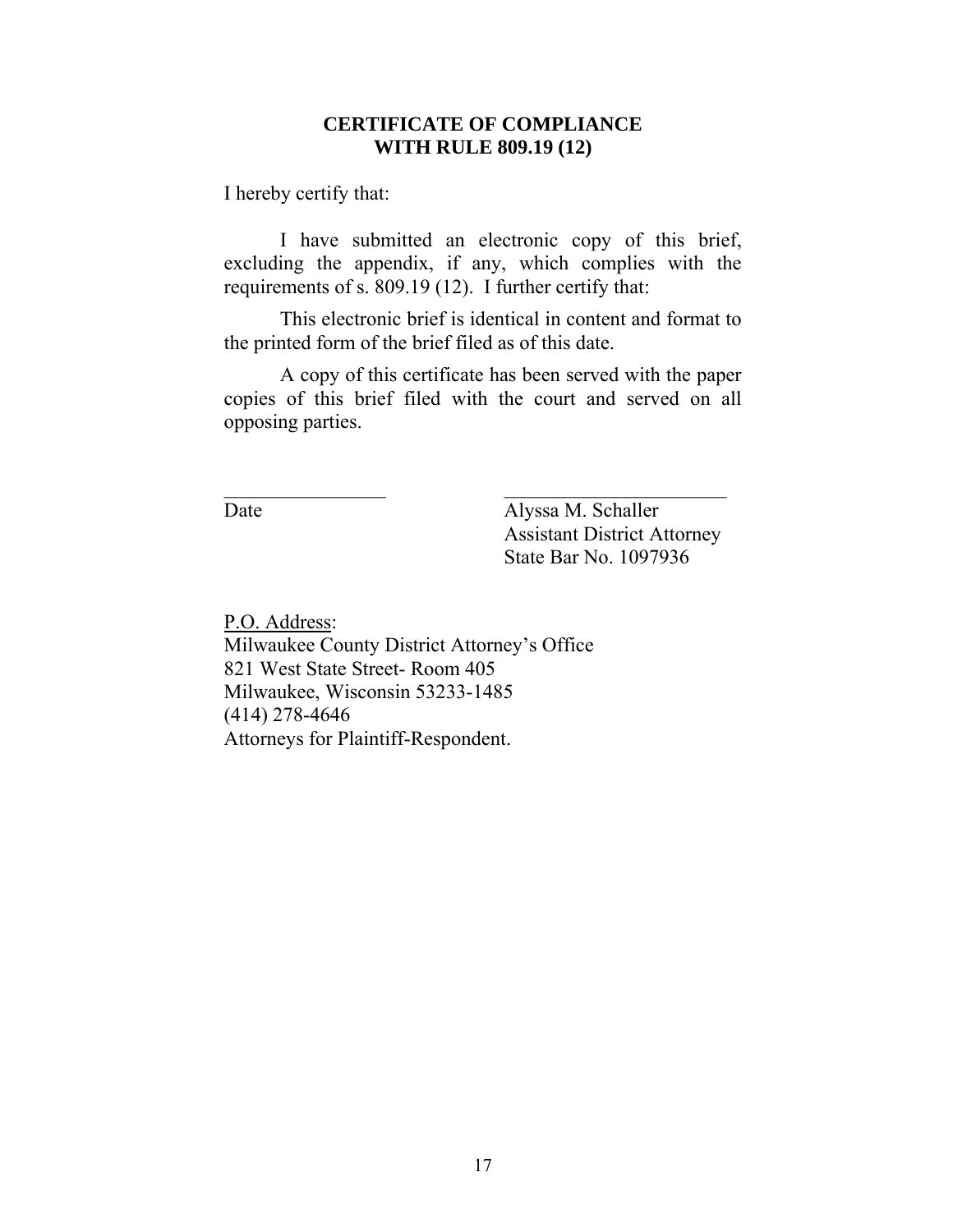**CERTIFICATE OF COMPLIANCE**
**WITH RULE 809.19 (12)**

I hereby certify that:

I have submitted an electronic copy of this brief, excluding the appendix, if any, which complies with the requirements of s. 809.19 (12). I further certify that:

This electronic brief is identical in content and format to the printed form of the brief filed as of this date.

A copy of this certificate has been served with the paper copies of this brief filed with the court and served on all opposing parties.

\_\_\_\_\_\_\_\_\_\_\_\_\_\_\_\_\_\_\_\_ \_\_\_\_\_\_\_\_\_\_\_\_\_\_\_\_\_\_\_\_\_\_\_\_\_\_\_

Date

Alyssa M. Schaller
Assistant District Attorney
State Bar No. 1097936

P.O. Address:
Milwaukee County District Attorney's Office
821 West State Street- Room 405
Milwaukee, Wisconsin 53233-1485
(414) 278-4646
Attorneys for Plaintiff-Respondent.